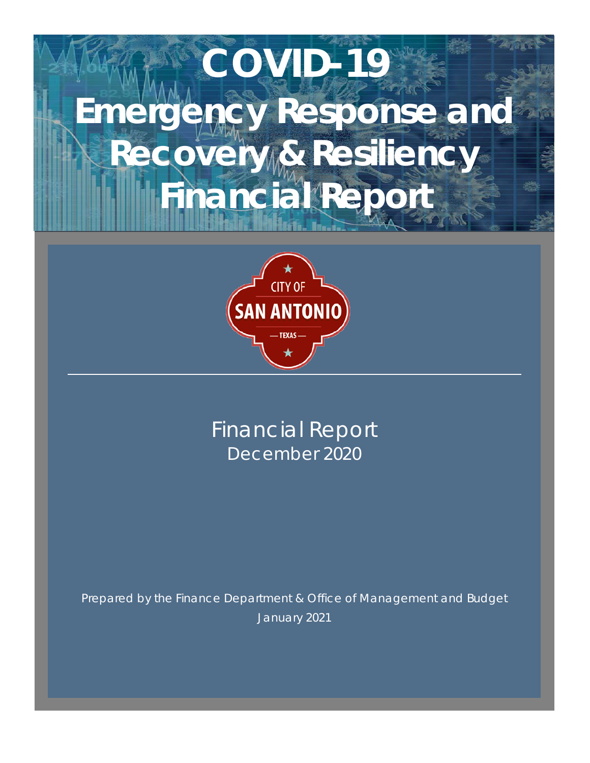# COVID-19 Emergency Response and Recovery & Resiliency Financial Report

CITY OF SAN ANTONIO — TEXAS —

Financial Report

December 2020

Prepared by the Finance Department & Office of Management and Budget

January 2021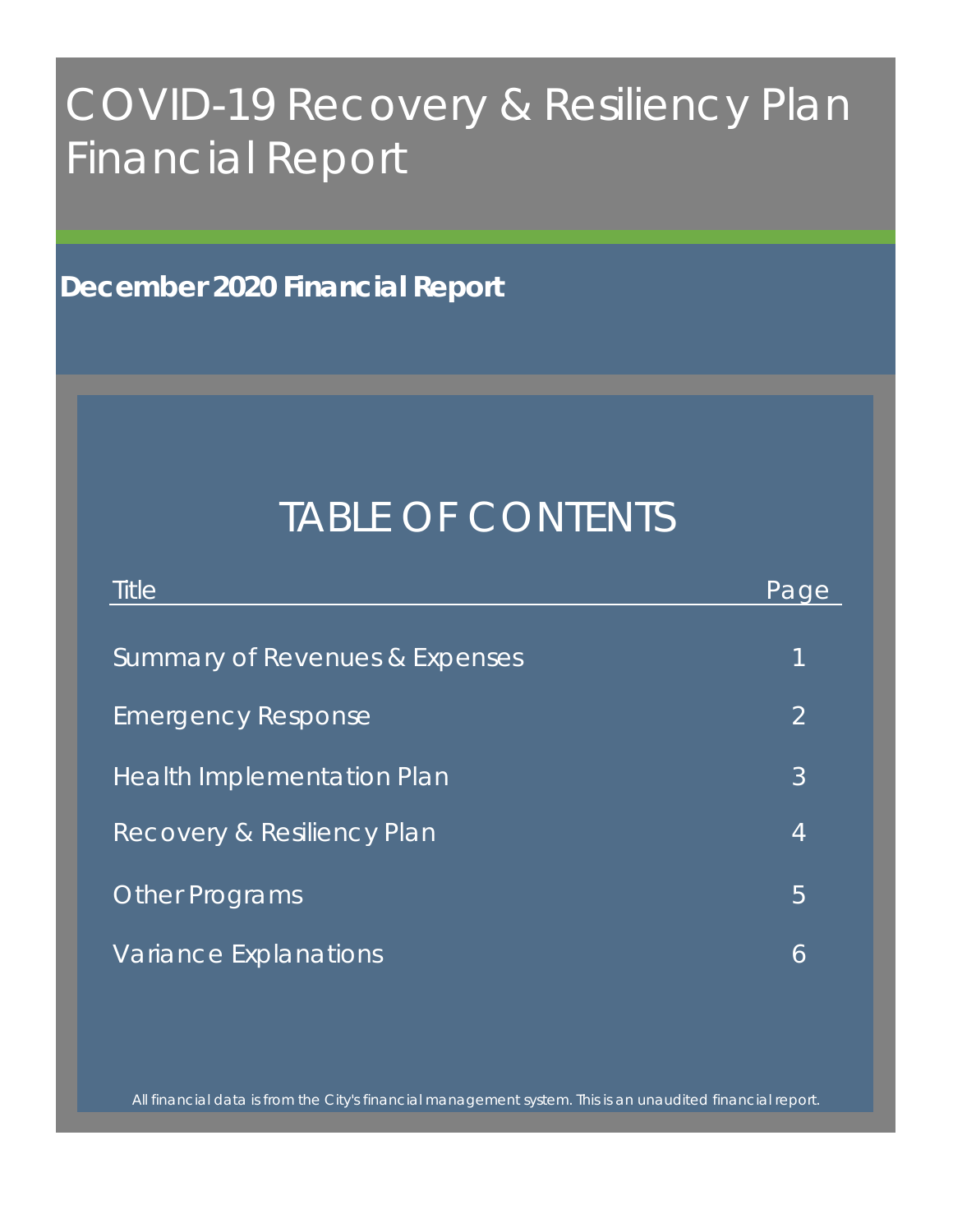# COVID-19 Recovery & Resiliency Plan Financial Report

**December 2020 Financial Report**

## TABLE OF CONTENTS

| Title | Page |
| --- | --- |
| Summary of Revenues & Expenses | 1 |
| Emergency Response | 2 |
| Health Implementation Plan | 3 |
| Recovery & Resiliency Plan | 4 |
| Other Programs | 5 |
| Variance Explanations | 6 |

*All financial data is from the City's financial management system. This is an unaudited financial report.*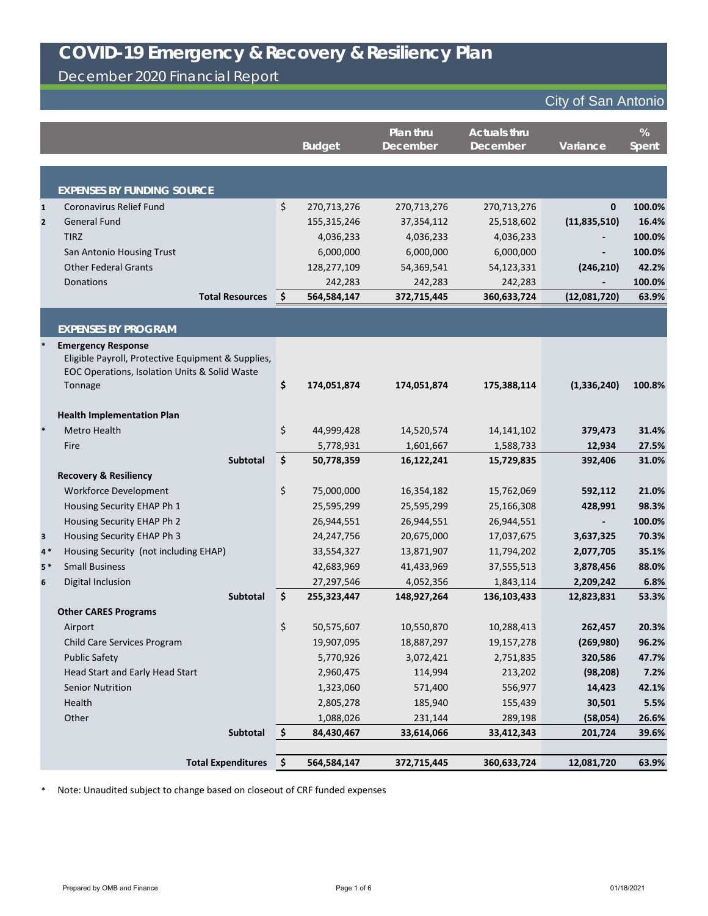# COVID-19 Emergency & Recovery & Resiliency Plan

## December 2020 Financial Report

City of San Antonio

| | | | Budget | Plan thru December | Actuals thru December | Variance | % Spent |
|---|---|---|---|---|---|---|---|
| | **EXPENSES BY FUNDING SOURCE** | | | | | | |
| 1 | Coronavirus Relief Fund | $ | 270,713,276 | 270,713,276 | 270,713,276 | **0** | **100.0%** |
| 2 | General Fund | | 155,315,246 | 37,354,112 | 25,518,602 | **(11,835,510)** | **16.4%** |
| | TIRZ | | 4,036,233 | 4,036,233 | 4,036,233 | **-** | **100.0%** |
| | San Antonio Housing Trust | | 6,000,000 | 6,000,000 | 6,000,000 | **-** | **100.0%** |
| | Other Federal Grants | | 128,277,109 | 54,369,541 | 54,123,331 | **(246,210)** | **42.2%** |
| | Donations | | 242,283 | 242,283 | 242,283 | **-** | **100.0%** |
| | **Total Resources** | **$** | **564,584,147** | **372,715,445** | **360,633,724** | **(12,081,720)** | **63.9%** |
| | **EXPENSES BY PROGRAM** | | | | | | |
| * | **Emergency Response** Eligible Payroll, Protective Equipment & Supplies, EOC Operations, Isolation Units & Solid Waste Tonnage | **$** | **174,051,874** | **174,051,874** | **175,388,114** | **(1,336,240)** | **100.8%** |
| | **Health Implementation Plan** | | | | | | |
| * | Metro Health | $ | 44,999,428 | 14,520,574 | 14,141,102 | **379,473** | **31.4%** |
| | Fire | | 5,778,931 | 1,601,667 | 1,588,733 | **12,934** | **27.5%** |
| | **Subtotal** | **$** | **50,778,359** | **16,122,241** | **15,729,835** | **392,406** | **31.0%** |
| | **Recovery & Resiliency** | | | | | | |
| | Workforce Development | $ | 75,000,000 | 16,354,182 | 15,762,069 | **592,112** | **21.0%** |
| | Housing Security EHAP Ph 1 | | 25,595,299 | 25,595,299 | 25,166,308 | **428,991** | **98.3%** |
| | Housing Security EHAP Ph 2 | | 26,944,551 | 26,944,551 | 26,944,551 | **-** | **100.0%** |
| 3 | Housing Security EHAP Ph 3 | | 24,247,756 | 20,675,000 | 17,037,675 | **3,637,325** | **70.3%** |
| 4 * | Housing Security (not including EHAP) | | 33,554,327 | 13,871,907 | 11,794,202 | **2,077,705** | **35.1%** |
| 5 * | Small Business | | 42,683,969 | 41,433,969 | 37,555,513 | **3,878,456** | **88.0%** |
| 6 | Digital Inclusion | | 27,297,546 | 4,052,356 | 1,843,114 | **2,209,242** | **6.8%** |
| | **Subtotal** | **$** | **255,323,447** | **148,927,264** | **136,103,433** | **12,823,831** | **53.3%** |
| | **Other CARES Programs** | | | | | | |
| | Airport | $ | 50,575,607 | 10,550,870 | 10,288,413 | **262,457** | **20.3%** |
| | Child Care Services Program | | 19,907,095 | 18,887,297 | 19,157,278 | **(269,980)** | **96.2%** |
| | Public Safety | | 5,770,926 | 3,072,421 | 2,751,835 | **320,586** | **47.7%** |
| | Head Start and Early Head Start | | 2,960,475 | 114,994 | 213,202 | **(98,208)** | **7.2%** |
| | Senior Nutrition | | 1,323,060 | 571,400 | 556,977 | **14,423** | **42.1%** |
| | Health | | 2,805,278 | 185,940 | 155,439 | **30,501** | **5.5%** |
| | Other | | 1,088,026 | 231,144 | 289,198 | **(58,054)** | **26.6%** |
| | **Subtotal** | **$** | **84,430,467** | **33,614,066** | **33,412,343** | **201,724** | **39.6%** |
| | **Total Expenditures** | **$** | **564,584,147** | **372,715,445** | **360,633,724** | **12,081,720** | **63.9%** |

\* Note: Unaudited subject to change based on closeout of CRF funded expenses

Prepared by OMB and Finance

01/18/2021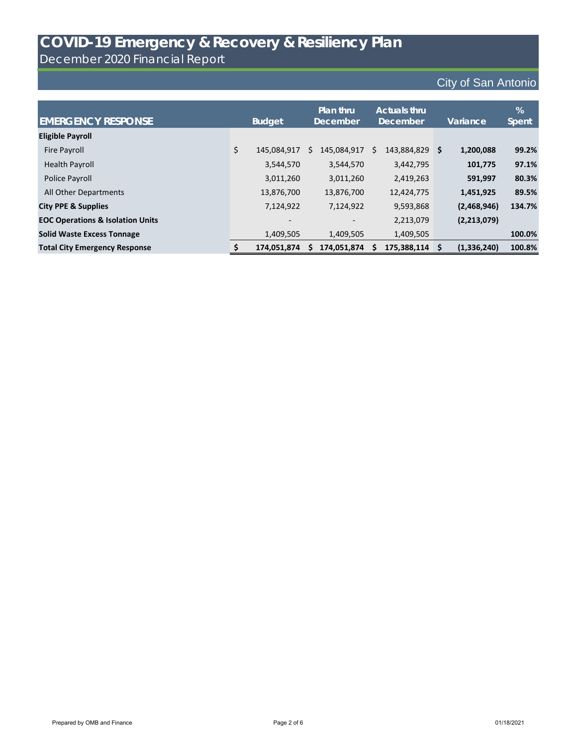# COVID-19 Emergency & Recovery & Resiliency Plan

December 2020 Financial Report

City of San Antonio

| EMERGENCY RESPONSE | Budget | Plan thru December | Actuals thru December | Variance | % Spent |
|---|---|---|---|---|---|
| **Eligible Payroll** | | | | | |
| Fire Payroll | $ 145,084,917 | $ 145,084,917 | $ 143,884,829 | **$ 1,200,088** | **99.2%** |
| Health Payroll | 3,544,570 | 3,544,570 | 3,442,795 | **101,775** | **97.1%** |
| Police Payroll | 3,011,260 | 3,011,260 | 2,419,263 | **591,997** | **80.3%** |
| All Other Departments | 13,876,700 | 13,876,700 | 12,424,775 | **1,451,925** | **89.5%** |
| **City PPE & Supplies** | 7,124,922 | 7,124,922 | 9,593,868 | **(2,468,946)** | **134.7%** |
| **EOC Operations & Isolation Units** | - | - | 2,213,079 | **(2,213,079)** | |
| **Solid Waste Excess Tonnage** | 1,409,505 | 1,409,505 | 1,409,505 | | **100.0%** |
| **Total City Emergency Response** | **$ 174,051,874** | **$ 174,051,874** | **$ 175,388,114** | **$ (1,336,240)** | **100.8%** |

Prepared by OMB and Finance

01/18/2021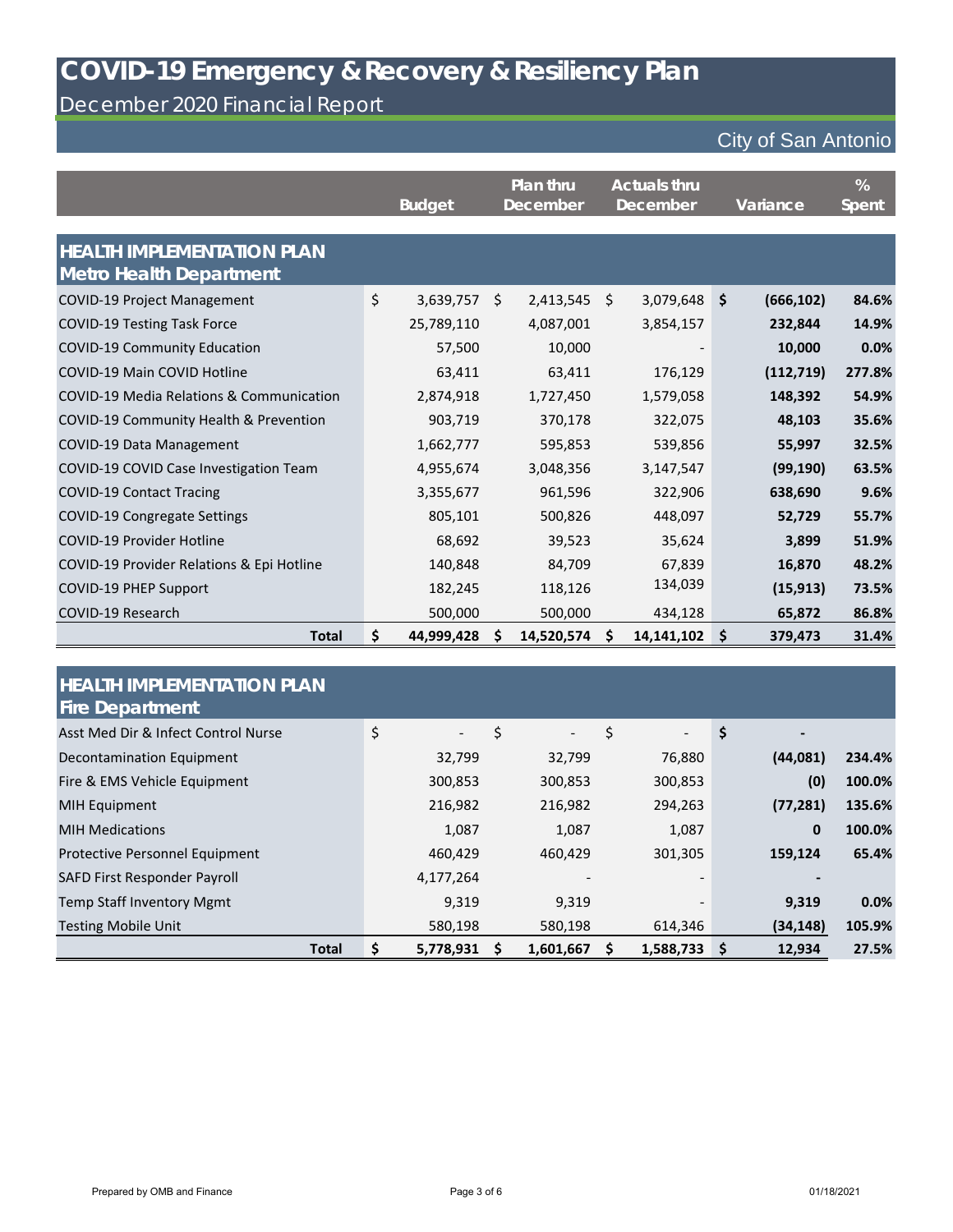# COVID-19 Emergency & Recovery & Resiliency Plan

## December 2020 Financial Report

City of San Antonio

| | Budget | Plan thru December | Actuals thru December | Variance | % Spent |
|---|---|---|---|---|---|
| **HEALTH IMPLEMENTATION PLAN Metro Health Department** | | | | | |
| COVID-19 Project Management | $ 3,639,757 | $ 2,413,545 | $ 3,079,648 | **$ (666,102)** | **84.6%** |
| COVID-19 Testing Task Force | 25,789,110 | 4,087,001 | 3,854,157 | **232,844** | **14.9%** |
| COVID-19 Community Education | 57,500 | 10,000 | - | **10,000** | **0.0%** |
| COVID-19 Main COVID Hotline | 63,411 | 63,411 | 176,129 | **(112,719)** | **277.8%** |
| COVID-19 Media Relations & Communication | 2,874,918 | 1,727,450 | 1,579,058 | **148,392** | **54.9%** |
| COVID-19 Community Health & Prevention | 903,719 | 370,178 | 322,075 | **48,103** | **35.6%** |
| COVID-19 Data Management | 1,662,777 | 595,853 | 539,856 | **55,997** | **32.5%** |
| COVID-19 COVID Case Investigation Team | 4,955,674 | 3,048,356 | 3,147,547 | **(99,190)** | **63.5%** |
| COVID-19 Contact Tracing | 3,355,677 | 961,596 | 322,906 | **638,690** | **9.6%** |
| COVID-19 Congregate Settings | 805,101 | 500,826 | 448,097 | **52,729** | **55.7%** |
| COVID-19 Provider Hotline | 68,692 | 39,523 | 35,624 | **3,899** | **51.9%** |
| COVID-19 Provider Relations & Epi Hotline | 140,848 | 84,709 | 67,839 | **16,870** | **48.2%** |
| COVID-19 PHEP Support | 182,245 | 118,126 | 134,039 | **(15,913)** | **73.5%** |
| COVID-19 Research | 500,000 | 500,000 | 434,128 | **65,872** | **86.8%** |
| **Total** | **$ 44,999,428** | **$ 14,520,574** | **$ 14,141,102** | **$ 379,473** | **31.4%** |

| | Budget | Plan thru December | Actuals thru December | Variance | % Spent |
|---|---|---|---|---|---|
| **HEALTH IMPLEMENTATION PLAN Fire Department** | | | | | |
| Asst Med Dir & Infect Control Nurse | $ - | $ - | $ - | **$ -** | |
| Decontamination Equipment | 32,799 | 32,799 | 76,880 | **(44,081)** | **234.4%** |
| Fire & EMS Vehicle Equipment | 300,853 | 300,853 | 300,853 | **(0)** | **100.0%** |
| MIH Equipment | 216,982 | 216,982 | 294,263 | **(77,281)** | **135.6%** |
| MIH Medications | 1,087 | 1,087 | 1,087 | **0** | **100.0%** |
| Protective Personnel Equipment | 460,429 | 460,429 | 301,305 | **159,124** | **65.4%** |
| SAFD First Responder Payroll | 4,177,264 | - | - | **-** | |
| Temp Staff Inventory Mgmt | 9,319 | 9,319 | - | **9,319** | **0.0%** |
| Testing Mobile Unit | 580,198 | 580,198 | 614,346 | **(34,148)** | **105.9%** |
| **Total** | **$ 5,778,931** | **$ 1,601,667** | **$ 1,588,733** | **$ 12,934** | **27.5%** |

Prepared by OMB and Finance

01/18/2021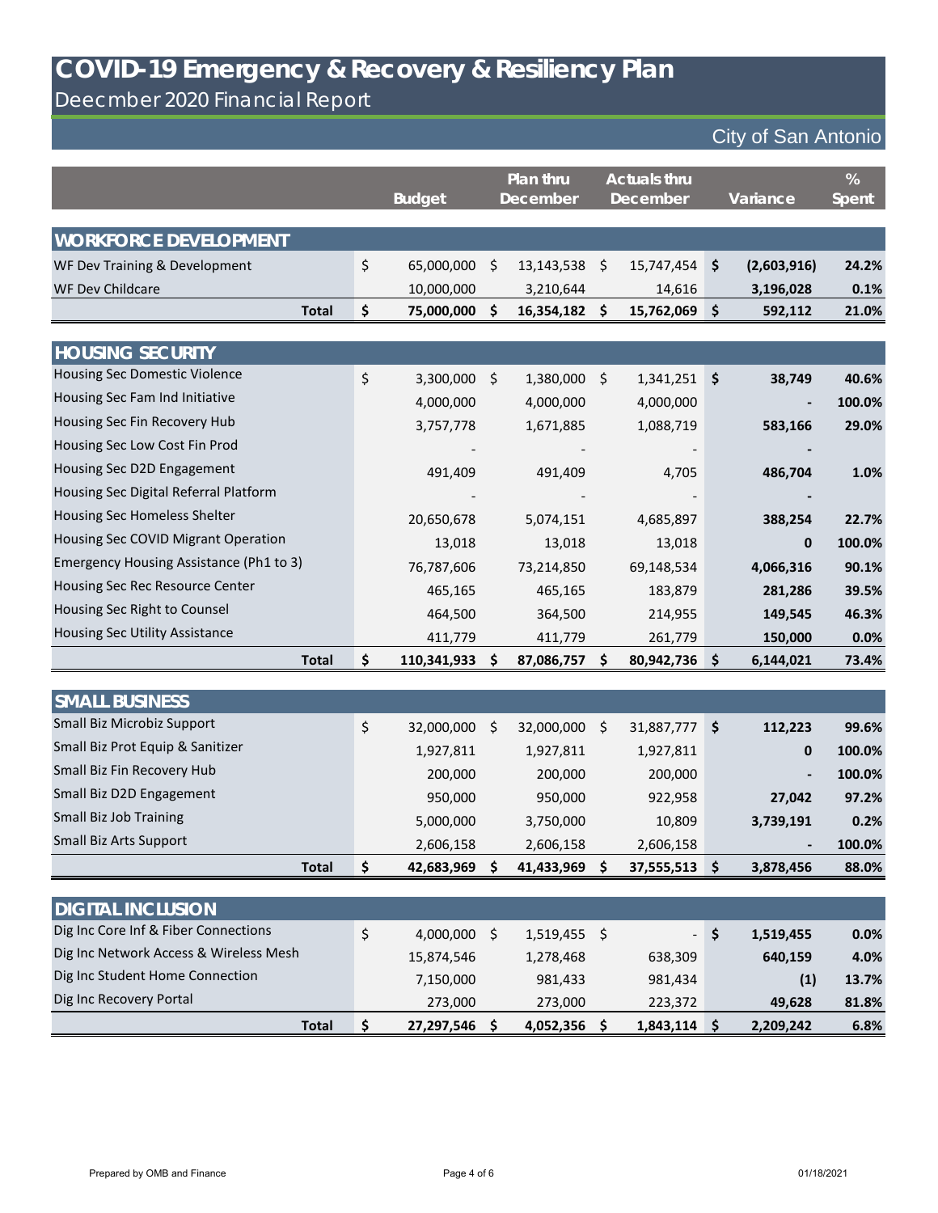# COVID-19 Emergency & Recovery & Resiliency Plan

## Deecmber 2020 Financial Report

City of San Antonio

| | Budget | Plan thru December | Actuals thru December | Variance | % Spent |
|---|---|---|---|---|---|
| **WORKFORCE DEVELOPMENT** | | | | | |
| WF Dev Training & Development | $ 65,000,000 | $ 13,143,538 | $ 15,747,454 | $ (2,603,916) | 24.2% |
| WF Dev Childcare | 10,000,000 | 3,210,644 | 14,616 | 3,196,028 | 0.1% |
| **Total** | **$ 75,000,000** | **$ 16,354,182** | **$ 15,762,069** | **$ 592,112** | **21.0%** |
| **HOUSING SECURITY** | | | | | |
| Housing Sec Domestic Violence | $ 3,300,000 | $ 1,380,000 | $ 1,341,251 | $ 38,749 | 40.6% |
| Housing Sec Fam Ind Initiative | 4,000,000 | 4,000,000 | 4,000,000 | - | 100.0% |
| Housing Sec Fin Recovery Hub | 3,757,778 | 1,671,885 | 1,088,719 | 583,166 | 29.0% |
| Housing Sec Low Cost Fin Prod | - | - | - | - | |
| Housing Sec D2D Engagement | 491,409 | 491,409 | 4,705 | 486,704 | 1.0% |
| Housing Sec Digital Referral Platform | - | - | - | - | |
| Housing Sec Homeless Shelter | 20,650,678 | 5,074,151 | 4,685,897 | 388,254 | 22.7% |
| Housing Sec COVID Migrant Operation | 13,018 | 13,018 | 13,018 | 0 | 100.0% |
| Emergency Housing Assistance (Ph1 to 3) | 76,787,606 | 73,214,850 | 69,148,534 | 4,066,316 | 90.1% |
| Housing Sec Rec Resource Center | 465,165 | 465,165 | 183,879 | 281,286 | 39.5% |
| Housing Sec Right to Counsel | 464,500 | 364,500 | 214,955 | 149,545 | 46.3% |
| Housing Sec Utility Assistance | 411,779 | 411,779 | 261,779 | 150,000 | 0.0% |
| **Total** | **$ 110,341,933** | **$ 87,086,757** | **$ 80,942,736** | **$ 6,144,021** | **73.4%** |
| **SMALL BUSINESS** | | | | | |
| Small Biz Microbiz Support | $ 32,000,000 | $ 32,000,000 | $ 31,887,777 | $ 112,223 | 99.6% |
| Small Biz Prot Equip & Sanitizer | 1,927,811 | 1,927,811 | 1,927,811 | 0 | 100.0% |
| Small Biz Fin Recovery Hub | 200,000 | 200,000 | 200,000 | - | 100.0% |
| Small Biz D2D Engagement | 950,000 | 950,000 | 922,958 | 27,042 | 97.2% |
| Small Biz Job Training | 5,000,000 | 3,750,000 | 10,809 | 3,739,191 | 0.2% |
| Small Biz Arts Support | 2,606,158 | 2,606,158 | 2,606,158 | - | 100.0% |
| **Total** | **$ 42,683,969** | **$ 41,433,969** | **$ 37,555,513** | **$ 3,878,456** | **88.0%** |
| **DIGITAL INCLUSION** | | | | | |
| Dig Inc Core Inf & Fiber Connections | $ 4,000,000 | $ 1,519,455 | $ - | $ 1,519,455 | 0.0% |
| Dig Inc Network Access & Wireless Mesh | 15,874,546 | 1,278,468 | 638,309 | 640,159 | 4.0% |
| Dig Inc Student Home Connection | 7,150,000 | 981,433 | 981,434 | (1) | 13.7% |
| Dig Inc Recovery Portal | 273,000 | 273,000 | 223,372 | 49,628 | 81.8% |
| **Total** | **$ 27,297,546** | **$ 4,052,356** | **$ 1,843,114** | **$ 2,209,242** | **6.8%** |

Prepared by OMB and Finance 01/18/2021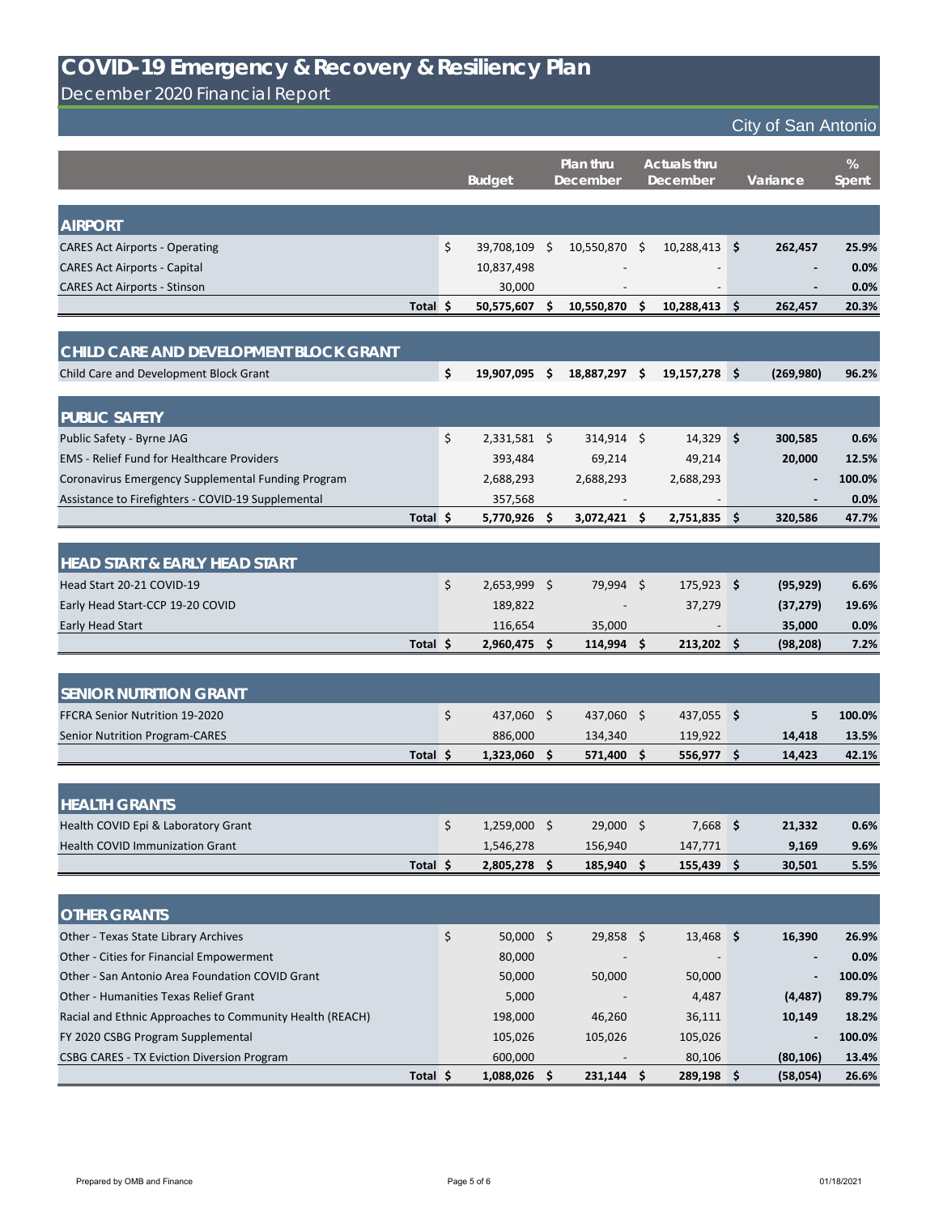# COVID-19 Emergency & Recovery & Resiliency Plan

December 2020 Financial Report

City of San Antonio

| | Budget | Plan thru December | Actuals thru December | Variance | % Spent |
|---|---|---|---|---|---|
| **AIRPORT** | | | | | |
| CARES Act Airports - Operating | $ 39,708,109 | $ 10,550,870 | $ 10,288,413 | **$ 262,457** | **25.9%** |
| CARES Act Airports - Capital | 10,837,498 | - | - | **-** | **0.0%** |
| CARES Act Airports - Stinson | 30,000 | - | - | **-** | **0.0%** |
| **Total** | **$ 50,575,607** | **$ 10,550,870** | **$ 10,288,413** | **$ 262,457** | **20.3%** |
| **CHILD CARE AND DEVELOPMENT BLOCK GRANT** | | | | | |
| Child Care and Development Block Grant | **$ 19,907,095** | **$ 18,887,297** | **$ 19,157,278** | **$ (269,980)** | **96.2%** |
| **PUBLIC SAFETY** | | | | | |
| Public Safety - Byrne JAG | $ 2,331,581 | $ 314,914 | $ 14,329 | **$ 300,585** | **0.6%** |
| EMS - Relief Fund for Healthcare Providers | 393,484 | 69,214 | 49,214 | **20,000** | **12.5%** |
| Coronavirus Emergency Supplemental Funding Program | 2,688,293 | 2,688,293 | 2,688,293 | **-** | **100.0%** |
| Assistance to Firefighters - COVID-19 Supplemental | 357,568 | - | - | **-** | **0.0%** |
| **Total** | **$ 5,770,926** | **$ 3,072,421** | **$ 2,751,835** | **$ 320,586** | **47.7%** |
| **HEAD START & EARLY HEAD START** | | | | | |
| Head Start 20-21 COVID-19 | $ 2,653,999 | $ 79,994 | $ 175,923 | **$ (95,929)** | **6.6%** |
| Early Head Start-CCP 19-20 COVID | 189,822 | - | 37,279 | **(37,279)** | **19.6%** |
| Early Head Start | 116,654 | 35,000 | - | **35,000** | **0.0%** |
| **Total** | **$ 2,960,475** | **$ 114,994** | **$ 213,202** | **$ (98,208)** | **7.2%** |
| **SENIOR NUTRITION GRANT** | | | | | |
| FFCRA Senior Nutrition 19-2020 | $ 437,060 | $ 437,060 | $ 437,055 | **$ 5** | **100.0%** |
| Senior Nutrition Program-CARES | 886,000 | 134,340 | 119,922 | **14,418** | **13.5%** |
| **Total** | **$ 1,323,060** | **$ 571,400** | **$ 556,977** | **$ 14,423** | **42.1%** |
| **HEALTH GRANTS** | | | | | |
| Health COVID Epi & Laboratory Grant | $ 1,259,000 | $ 29,000 | $ 7,668 | **$ 21,332** | **0.6%** |
| Health COVID Immunization Grant | 1,546,278 | 156,940 | 147,771 | **9,169** | **9.6%** |
| **Total** | **$ 2,805,278** | **$ 185,940** | **$ 155,439** | **$ 30,501** | **5.5%** |
| **OTHER GRANTS** | | | | | |
| Other - Texas State Library Archives | $ 50,000 | $ 29,858 | $ 13,468 | **$ 16,390** | **26.9%** |
| Other - Cities for Financial Empowerment | 80,000 | - | - | **-** | **0.0%** |
| Other - San Antonio Area Foundation COVID Grant | 50,000 | 50,000 | 50,000 | **-** | **100.0%** |
| Other - Humanities Texas Relief Grant | 5,000 | - | 4,487 | **(4,487)** | **89.7%** |
| Racial and Ethnic Approaches to Community Health (REACH) | 198,000 | 46,260 | 36,111 | **10,149** | **18.2%** |
| FY 2020 CSBG Program Supplemental | 105,026 | 105,026 | 105,026 | **-** | **100.0%** |
| CSBG CARES - TX Eviction Diversion Program | 600,000 | - | 80,106 | **(80,106)** | **13.4%** |
| **Total** | **$ 1,088,026** | **$ 231,144** | **$ 289,198** | **$ (58,054)** | **26.6%** |

Prepared by OMB and Finance

01/18/2021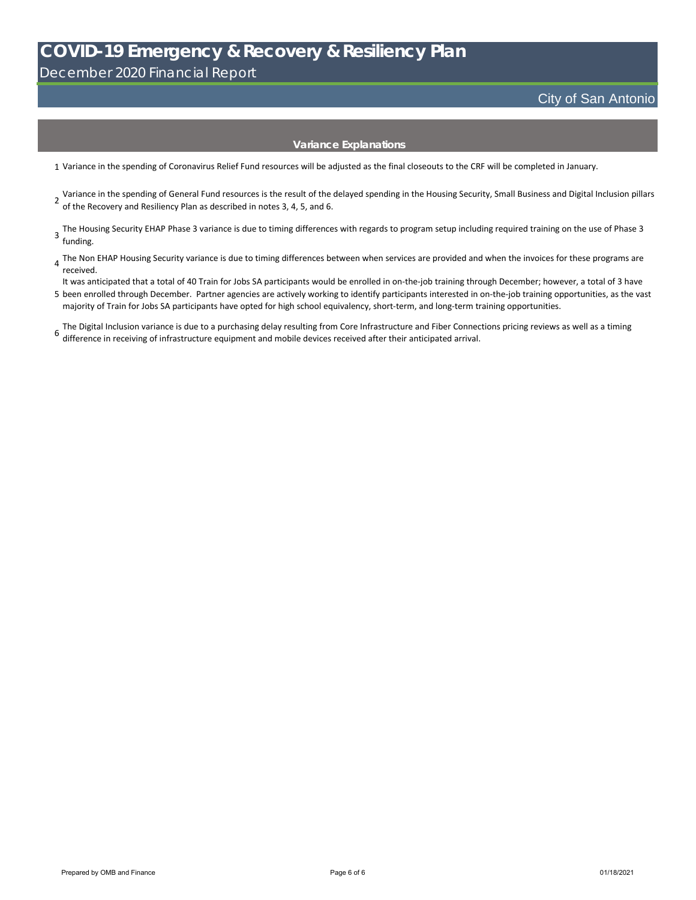# COVID-19 Emergency & Recovery & Resiliency Plan

December 2020 Financial Report

City of San Antonio

## Variance Explanations

1. Variance in the spending of Coronavirus Relief Fund resources will be adjusted as the final closeouts to the CRF will be completed in January.
2. Variance in the spending of General Fund resources is the result of the delayed spending in the Housing Security, Small Business and Digital Inclusion pillars of the Recovery and Resiliency Plan as described in notes 3, 4, 5, and 6.
3. The Housing Security EHAP Phase 3 variance is due to timing differences with regards to program setup including required training on the use of Phase 3 funding.
4. The Non EHAP Housing Security variance is due to timing differences between when services are provided and when the invoices for these programs are received.
5. It was anticipated that a total of 40 Train for Jobs SA participants would be enrolled in on-the-job training through December; however, a total of 3 have been enrolled through December. Partner agencies are actively working to identify participants interested in on-the-job training opportunities, as the vast majority of Train for Jobs SA participants have opted for high school equivalency, short-term, and long-term training opportunities.
6. The Digital Inclusion variance is due to a purchasing delay resulting from Core Infrastructure and Fiber Connections pricing reviews as well as a timing difference in receiving of infrastructure equipment and mobile devices received after their anticipated arrival.

Prepared by OMB and Finance

01/18/2021